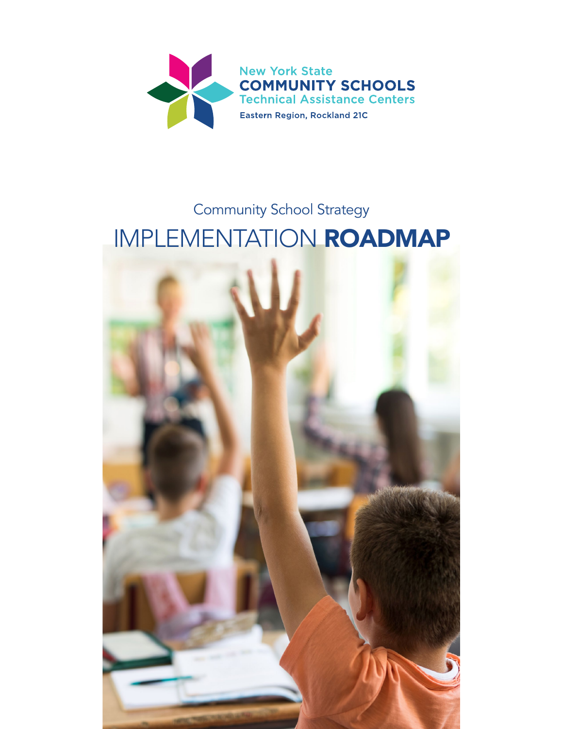New York State
**COMMUNITY SCHOOLS**
Technical Assistance Centers
Eastern Region, Rockland 21C

Community School Strategy

# IMPLEMENTATION **ROADMAP**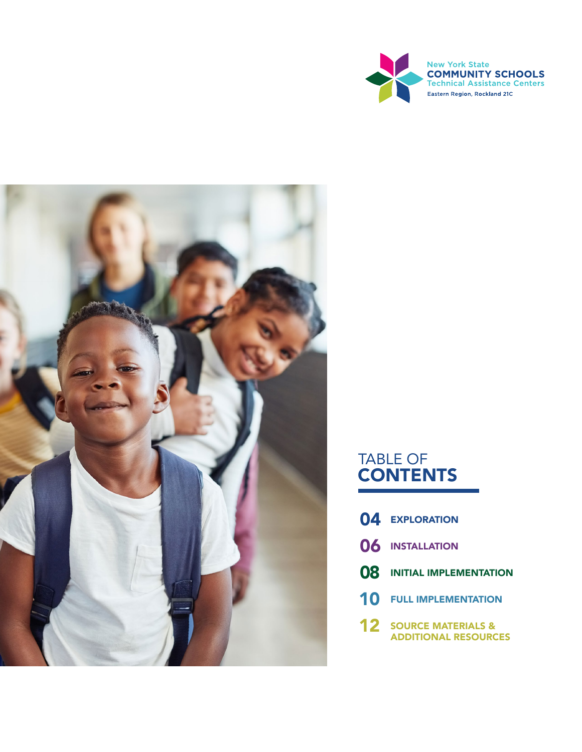New York State
**COMMUNITY SCHOOLS**
Technical Assistance Centers
Eastern Region, Rockland 21C

# TABLE OF CONTENTS

- **04** EXPLORATION
- **06** INSTALLATION
- **08** INITIAL IMPLEMENTATION
- **10** FULL IMPLEMENTATION
- **12** SOURCE MATERIALS & ADDITIONAL RESOURCES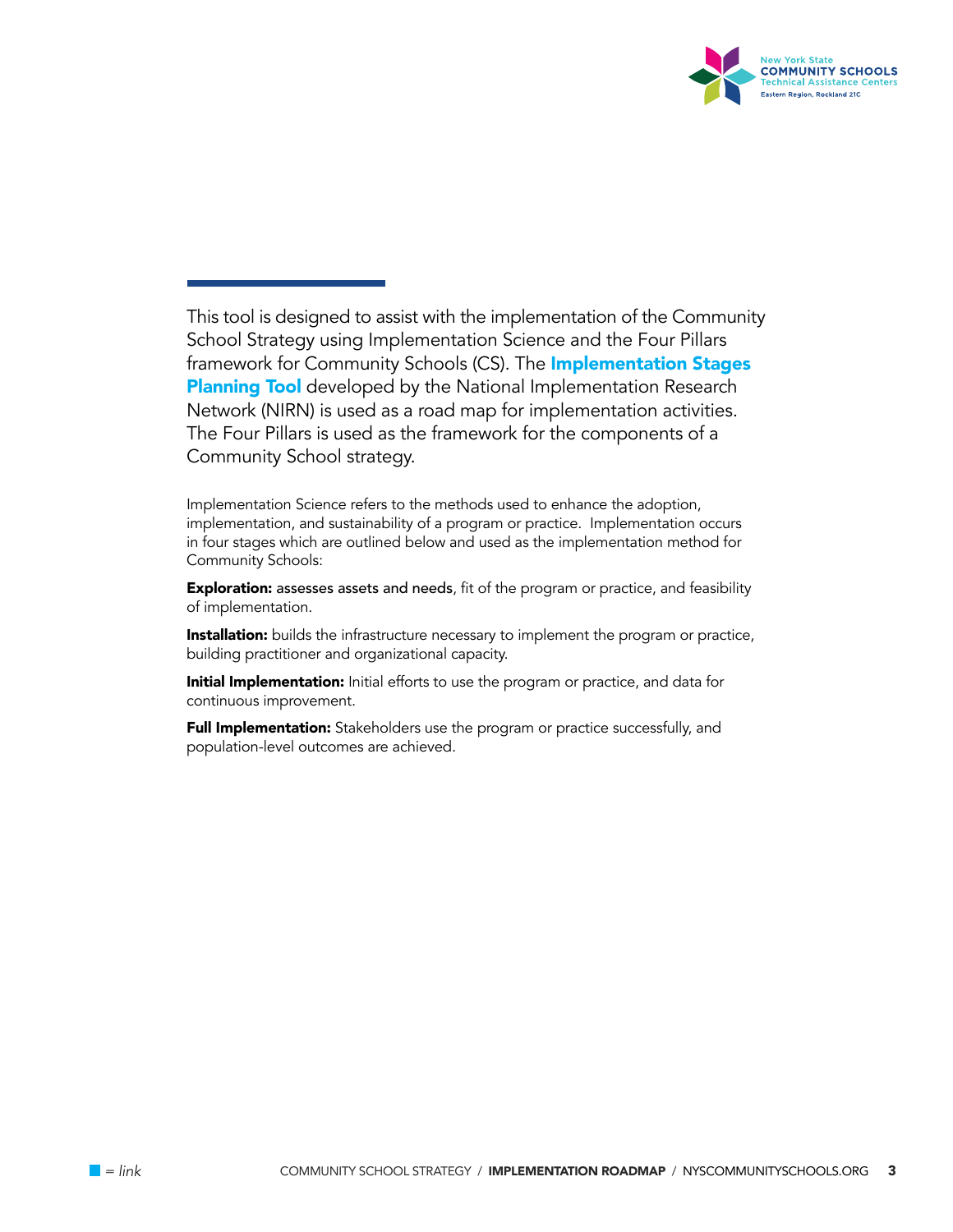This tool is designed to assist with the implementation of the Community School Strategy using Implementation Science and the Four Pillars framework for Community Schools (CS). The **Implementation Stages Planning Tool** developed by the National Implementation Research Network (NIRN) is used as a road map for implementation activities. The Four Pillars is used as the framework for the components of a Community School strategy.

Implementation Science refers to the methods used to enhance the adoption, implementation, and sustainability of a program or practice. Implementation occurs in four stages which are outlined below and used as the implementation method for Community Schools:

**Exploration:** assesses assets and needs, fit of the program or practice, and feasibility of implementation.

**Installation:** builds the infrastructure necessary to implement the program or practice, building practitioner and organizational capacity.

**Initial Implementation:** Initial efforts to use the program or practice, and data for continuous improvement.

**Full Implementation:** Stakeholders use the program or practice successfully, and population-level outcomes are achieved.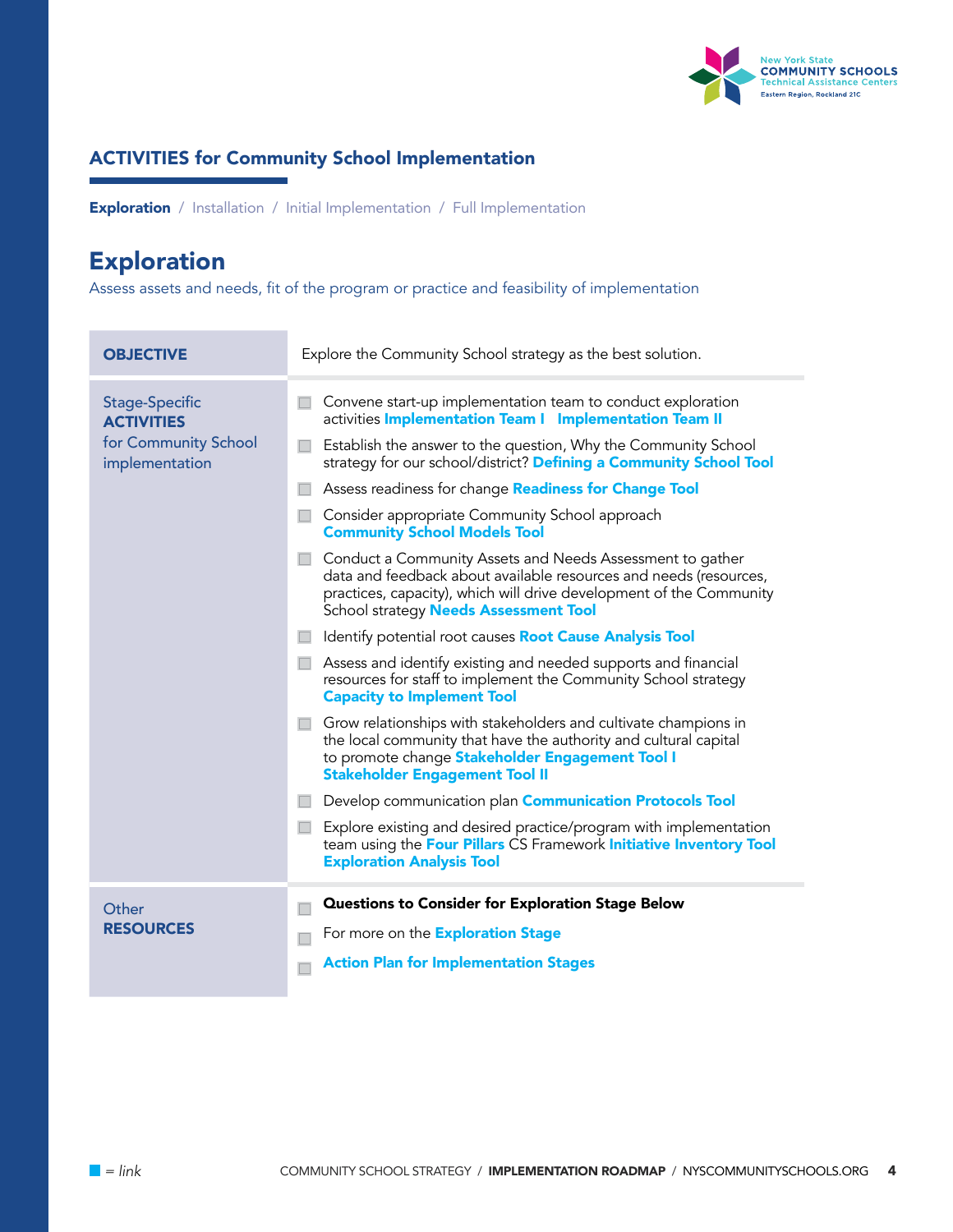## ACTIVITIES for Community School Implementation

**Exploration** / Installation / Initial Implementation / Full Implementation

# Exploration

Assess assets and needs, fit of the program or practice and feasibility of implementation

| **OBJECTIVE** | Explore the Community School strategy as the best solution. |
|---|---|
| Stage-Specific **ACTIVITIES** for Community School implementation | ☐ Convene start-up implementation team to conduct exploration activities **Implementation Team I** **Implementation Team II**<br>☐ Establish the answer to the question, Why the Community School strategy for our school/district? **Defining a Community School Tool**<br>☐ Assess readiness for change **Readiness for Change Tool**<br>☐ Consider appropriate Community School approach **Community School Models Tool**<br>☐ Conduct a Community Assets and Needs Assessment to gather data and feedback about available resources and needs (resources, practices, capacity), which will drive development of the Community School strategy **Needs Assessment Tool**<br>☐ Identify potential root causes **Root Cause Analysis Tool**<br>☐ Assess and identify existing and needed supports and financial resources for staff to implement the Community School strategy **Capacity to Implement Tool**<br>☐ Grow relationships with stakeholders and cultivate champions in the local community that have the authority and cultural capital to promote change **Stakeholder Engagement Tool I** **Stakeholder Engagement Tool II**<br>☐ Develop communication plan **Communication Protocols Tool**<br>☐ Explore existing and desired practice/program with implementation team using the **Four Pillars** CS Framework **Initiative Inventory Tool** **Exploration Analysis Tool** |
| Other **RESOURCES** | ☐ **Questions to Consider for Exploration Stage Below**<br>☐ For more on the **Exploration Stage**<br>☐ **Action Plan for Implementation Stages** |

■ = *link*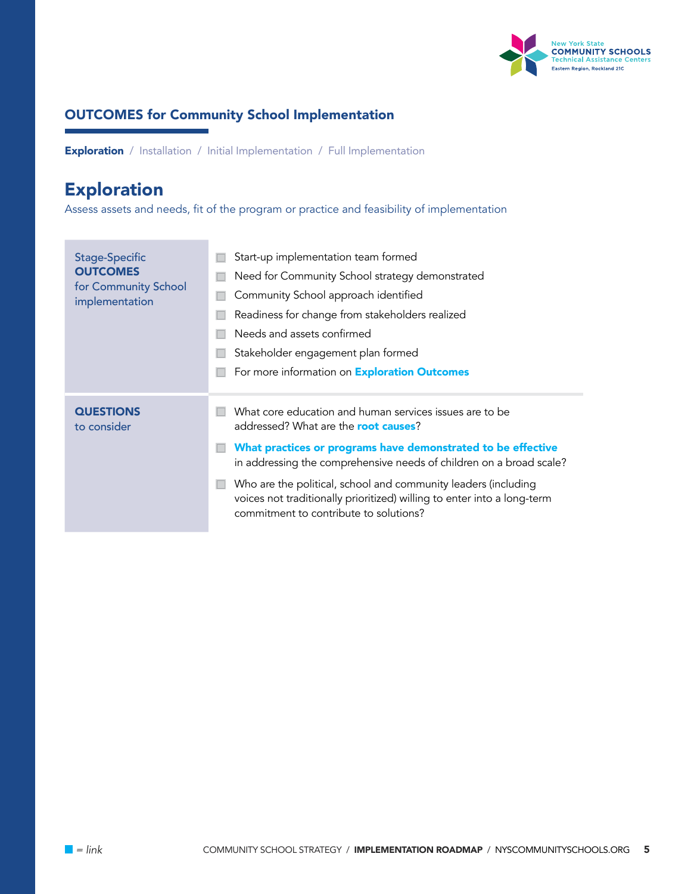## OUTCOMES for Community School Implementation

**Exploration** / Installation / Initial Implementation / Full Implementation

# Exploration

Assess assets and needs, fit of the program or practice and feasibility of implementation

| Stage-Specific **OUTCOMES** for Community School implementation | - Start-up implementation team formed<br>- Need for Community School strategy demonstrated<br>- Community School approach identified<br>- Readiness for change from stakeholders realized<br>- Needs and assets confirmed<br>- Stakeholder engagement plan formed<br>- For more information on **Exploration Outcomes** |
| --- | --- |
| **QUESTIONS** to consider | - What core education and human services issues are to be addressed? What are the **root causes**?<br>- **What practices or programs have demonstrated to be effective** in addressing the comprehensive needs of children on a broad scale?<br>- Who are the political, school and community leaders (including voices not traditionally prioritized) willing to enter into a long-term commitment to contribute to solutions? |

= *link*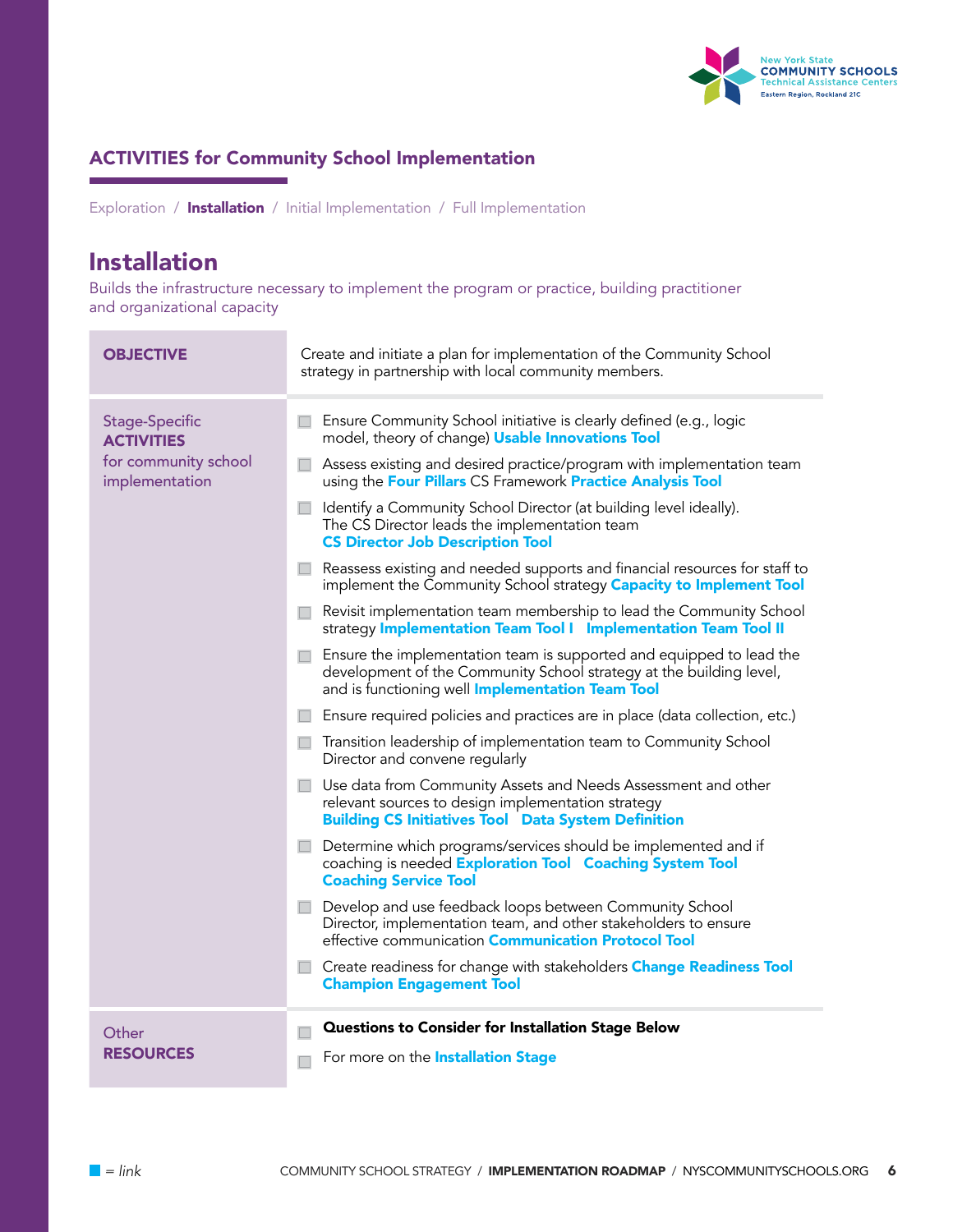## ACTIVITIES for Community School Implementation

Exploration / **Installation** / Initial Implementation / Full Implementation

# Installation

Builds the infrastructure necessary to implement the program or practice, building practitioner and organizational capacity

| **OBJECTIVE** | Create and initiate a plan for implementation of the Community School strategy in partnership with local community members. |
| --- | --- |
| Stage-Specific **ACTIVITIES** for community school implementation | ☐ Ensure Community School initiative is clearly defined (e.g., logic model, theory of change) **Usable Innovations Tool**<br>☐ Assess existing and desired practice/program with implementation team using the **Four Pillars** CS Framework **Practice Analysis Tool**<br>☐ Identify a Community School Director (at building level ideally). The CS Director leads the implementation team **CS Director Job Description Tool**<br>☐ Reassess existing and needed supports and financial resources for staff to implement the Community School strategy **Capacity to Implement Tool**<br>☐ Revisit implementation team membership to lead the Community School strategy **Implementation Team Tool I** **Implementation Team Tool II**<br>☐ Ensure the implementation team is supported and equipped to lead the development of the Community School strategy at the building level, and is functioning well **Implementation Team Tool**<br>☐ Ensure required policies and practices are in place (data collection, etc.)<br>☐ Transition leadership of implementation team to Community School Director and convene regularly<br>☐ Use data from Community Assets and Needs Assessment and other relevant sources to design implementation strategy **Building CS Initiatives Tool** **Data System Definition**<br>☐ Determine which programs/services should be implemented and if coaching is needed **Exploration Tool** **Coaching System Tool** **Coaching Service Tool**<br>☐ Develop and use feedback loops between Community School Director, implementation team, and other stakeholders to ensure effective communication **Communication Protocol Tool**<br>☐ Create readiness for change with stakeholders **Change Readiness Tool** **Champion Engagement Tool** |
| Other **RESOURCES** | ☐ **Questions to Consider for Installation Stage Below**<br>☐ For more on the **Installation Stage** |

■ = *link*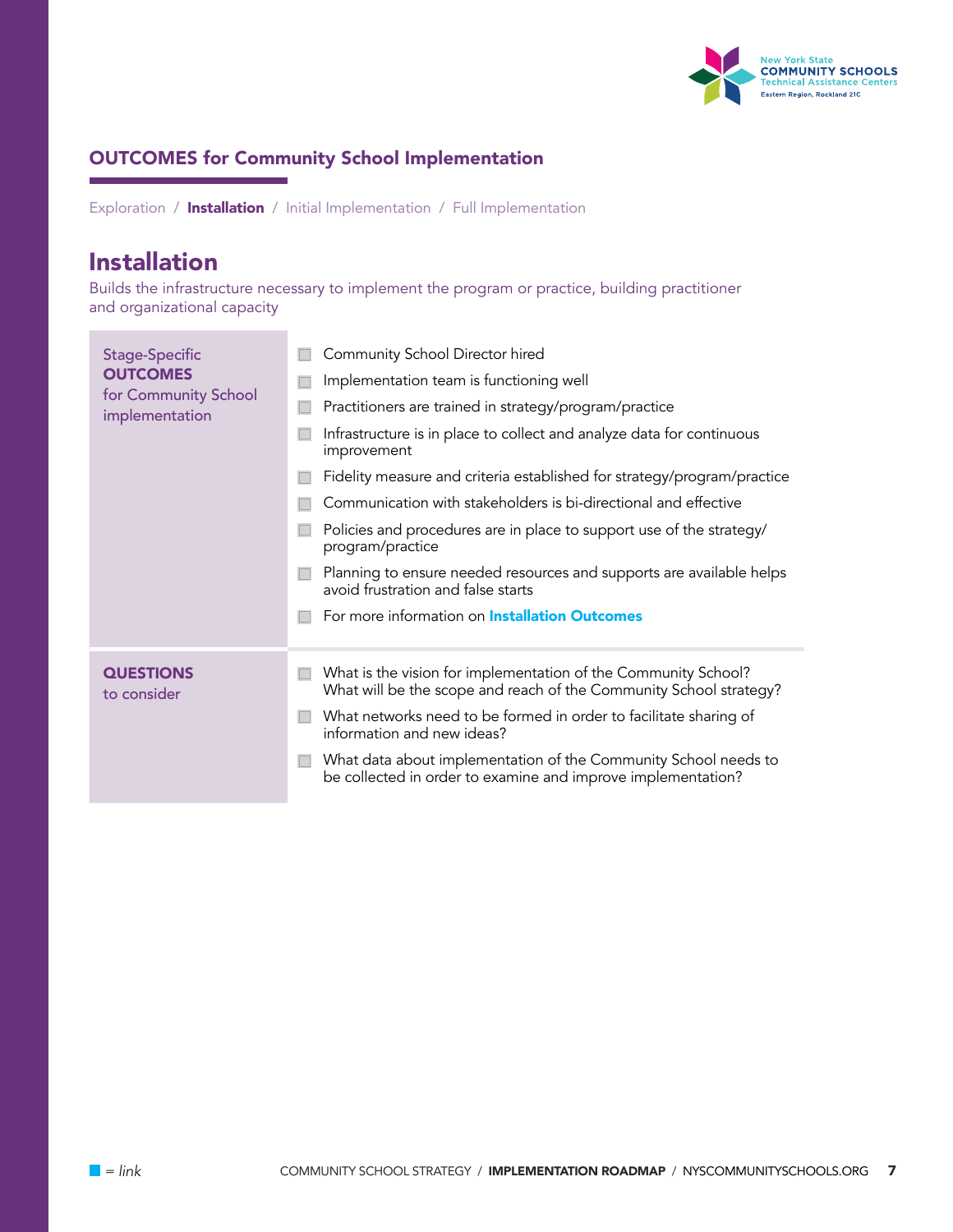## OUTCOMES for Community School Implementation

Exploration / **Installation** / Initial Implementation / Full Implementation

# Installation

Builds the infrastructure necessary to implement the program or practice, building practitioner and organizational capacity

| Stage-Specific **OUTCOMES** for Community School implementation | |
|---|---|
| | Community School Director hired |
| | Implementation team is functioning well |
| | Practitioners are trained in strategy/program/practice |
| | Infrastructure is in place to collect and analyze data for continuous improvement |
| | Fidelity measure and criteria established for strategy/program/practice |
| | Communication with stakeholders is bi-directional and effective |
| | Policies and procedures are in place to support use of the strategy/ program/practice |
| | Planning to ensure needed resources and supports are available helps avoid frustration and false starts |
| | For more information on **Installation Outcomes** |

| **QUESTIONS** to consider | |
|---|---|
| | What is the vision for implementation of the Community School? What will be the scope and reach of the Community School strategy? |
| | What networks need to be formed in order to facilitate sharing of information and new ideas? |
| | What data about implementation of the Community School needs to be collected in order to examine and improve implementation? |

= *link*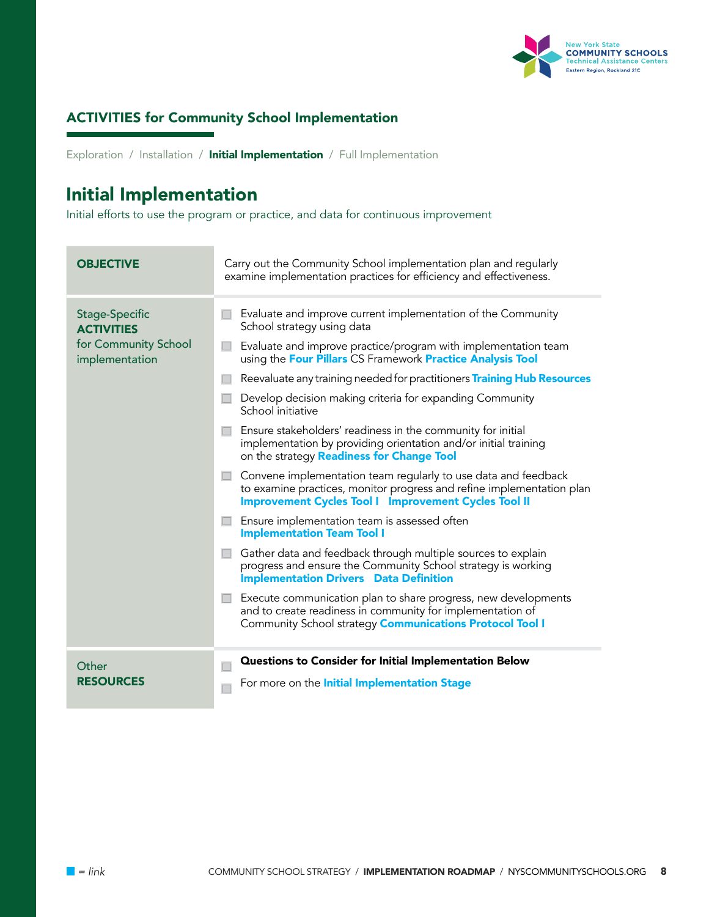## ACTIVITIES for Community School Implementation

Exploration / Installation / **Initial Implementation** / Full Implementation

# Initial Implementation

Initial efforts to use the program or practice, and data for continuous improvement

| | |
|---|---|
| **OBJECTIVE** | Carry out the Community School implementation plan and regularly examine implementation practices for efficiency and effectiveness. |
| Stage-Specific **ACTIVITIES** for Community School implementation | ☐ Evaluate and improve current implementation of the Community School strategy using data<br>☐ Evaluate and improve practice/program with implementation team using the **Four Pillars** CS Framework **Practice Analysis Tool**<br>☐ Reevaluate any training needed for practitioners **Training Hub Resources**<br>☐ Develop decision making criteria for expanding Community School initiative<br>☐ Ensure stakeholders' readiness in the community for initial implementation by providing orientation and/or initial training on the strategy **Readiness for Change Tool**<br>☐ Convene implementation team regularly to use data and feedback to examine practices, monitor progress and refine implementation plan **Improvement Cycles Tool I** **Improvement Cycles Tool II**<br>☐ Ensure implementation team is assessed often **Implementation Team Tool I**<br>☐ Gather data and feedback through multiple sources to explain progress and ensure the Community School strategy is working **Implementation Drivers** **Data Definition**<br>☐ Execute communication plan to share progress, new developments and to create readiness in community for implementation of Community School strategy **Communications Protocol Tool I** |
| Other **RESOURCES** | ☐ **Questions to Consider for Initial Implementation Below**<br>☐ For more on the **Initial Implementation Stage** |

■ = *link*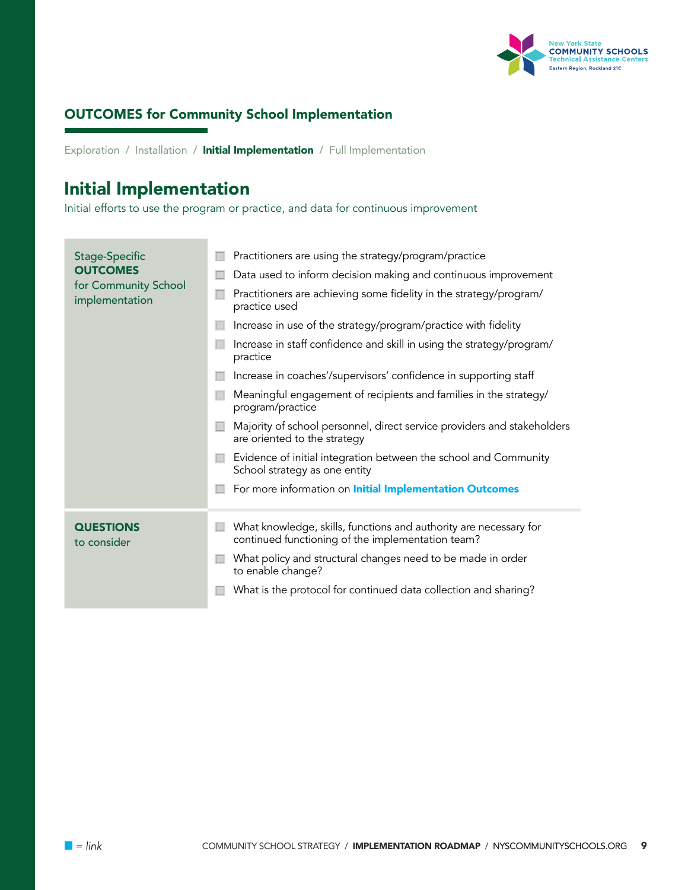## OUTCOMES for Community School Implementation

Exploration / Installation / **Initial Implementation** / Full Implementation

# Initial Implementation

Initial efforts to use the program or practice, and data for continuous improvement

| Stage-Specific **OUTCOMES** for Community School implementation | |
|---|---|
| | ☐ Practitioners are using the strategy/program/practice<br>☐ Data used to inform decision making and continuous improvement<br>☐ Practitioners are achieving some fidelity in the strategy/program/practice used<br>☐ Increase in use of the strategy/program/practice with fidelity<br>☐ Increase in staff confidence and skill in using the strategy/program/practice<br>☐ Increase in coaches'/supervisors' confidence in supporting staff<br>☐ Meaningful engagement of recipients and families in the strategy/program/practice<br>☐ Majority of school personnel, direct service providers and stakeholders are oriented to the strategy<br>☐ Evidence of initial integration between the school and Community School strategy as one entity<br>☐ For more information on **Initial Implementation Outcomes** |
| **QUESTIONS** to consider | ☐ What knowledge, skills, functions and authority are necessary for continued functioning of the implementation team?<br>☐ What policy and structural changes need to be made in order to enable change?<br>☐ What is the protocol for continued data collection and sharing? |

■ = *link*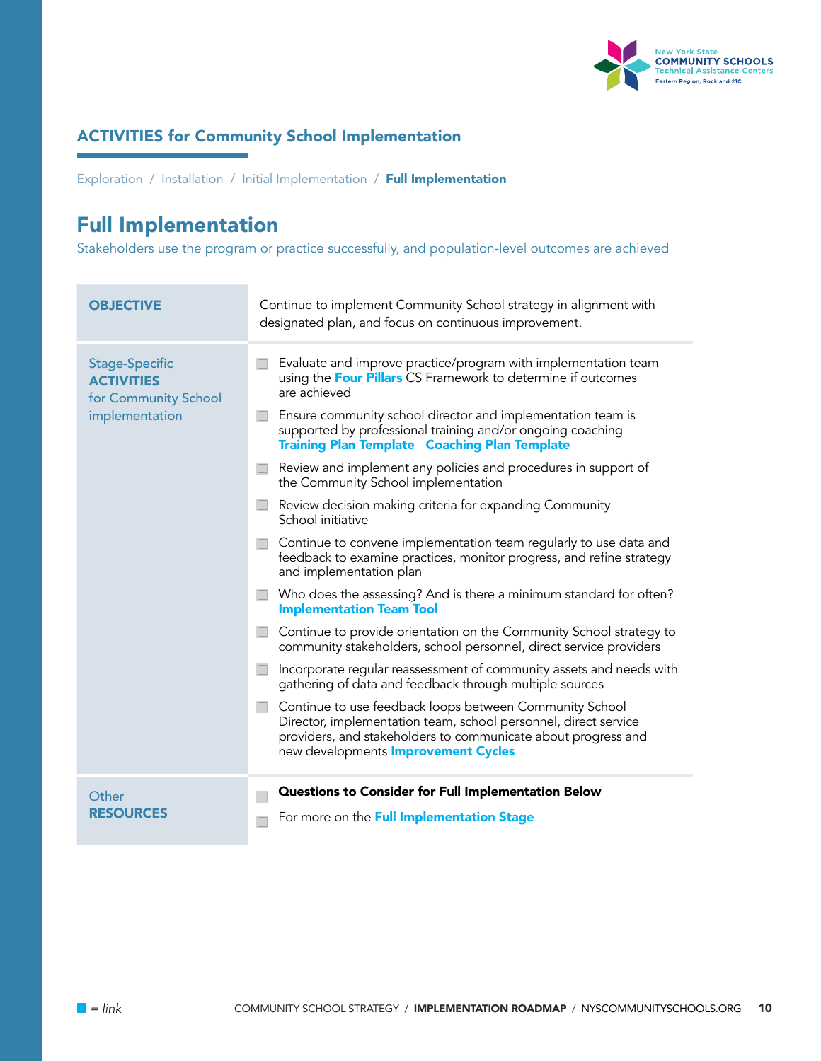## ACTIVITIES for Community School Implementation

Exploration / Installation / Initial Implementation / **Full Implementation**

# Full Implementation

Stakeholders use the program or practice successfully, and population-level outcomes are achieved

| | |
|---|---|
| **OBJECTIVE** | Continue to implement Community School strategy in alignment with designated plan, and focus on continuous improvement. |
| Stage-Specific **ACTIVITIES** for Community School implementation | ☐ Evaluate and improve practice/program with implementation team using the **Four Pillars** CS Framework to determine if outcomes are achieved<br>☐ Ensure community school director and implementation team is supported by professional training and/or ongoing coaching **Training Plan Template** **Coaching Plan Template**<br>☐ Review and implement any policies and procedures in support of the Community School implementation<br>☐ Review decision making criteria for expanding Community School initiative<br>☐ Continue to convene implementation team regularly to use data and feedback to examine practices, monitor progress, and refine strategy and implementation plan<br>☐ Who does the assessing? And is there a minimum standard for often? **Implementation Team Tool**<br>☐ Continue to provide orientation on the Community School strategy to community stakeholders, school personnel, direct service providers<br>☐ Incorporate regular reassessment of community assets and needs with gathering of data and feedback through multiple sources<br>☐ Continue to use feedback loops between Community School Director, implementation team, school personnel, direct service providers, and stakeholders to communicate about progress and new developments **Improvement Cycles** |
| Other **RESOURCES** | ☐ **Questions to Consider for Full Implementation Below**<br>☐ For more on the **Full Implementation Stage** |

■ = *link*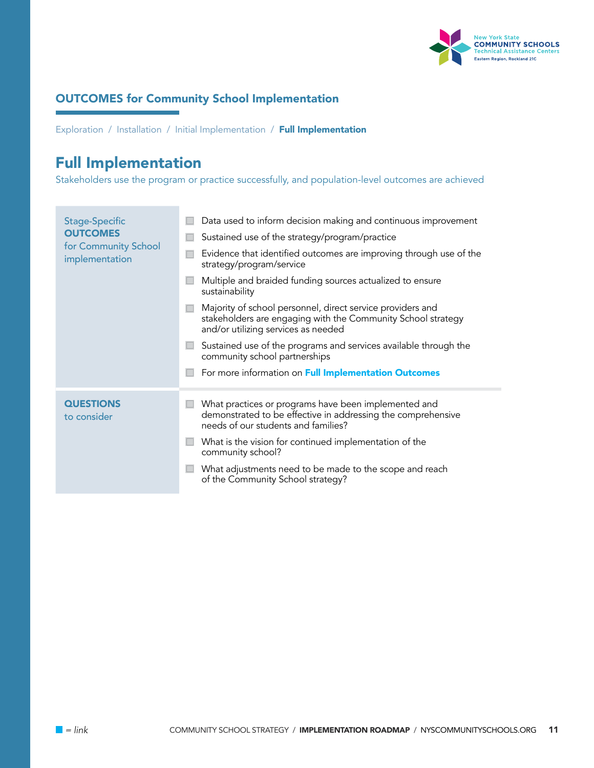## OUTCOMES for Community School Implementation

Exploration / Installation / Initial Implementation / **Full Implementation**

# Full Implementation

Stakeholders use the program or practice successfully, and population-level outcomes are achieved

| | |
|---|---|
| Stage-Specific **OUTCOMES** for Community School implementation | ☐ Data used to inform decision making and continuous improvement<br>☐ Sustained use of the strategy/program/practice<br>☐ Evidence that identified outcomes are improving through use of the strategy/program/service<br>☐ Multiple and braided funding sources actualized to ensure sustainability<br>☐ Majority of school personnel, direct service providers and stakeholders are engaging with the Community School strategy and/or utilizing services as needed<br>☐ Sustained use of the programs and services available through the community school partnerships<br>☐ For more information on **Full Implementation Outcomes** |
| **QUESTIONS** to consider | ☐ What practices or programs have been implemented and demonstrated to be effective in addressing the comprehensive needs of our students and families?<br>☐ What is the vision for continued implementation of the community school?<br>☐ What adjustments need to be made to the scope and reach of the Community School strategy? |

■ = *link*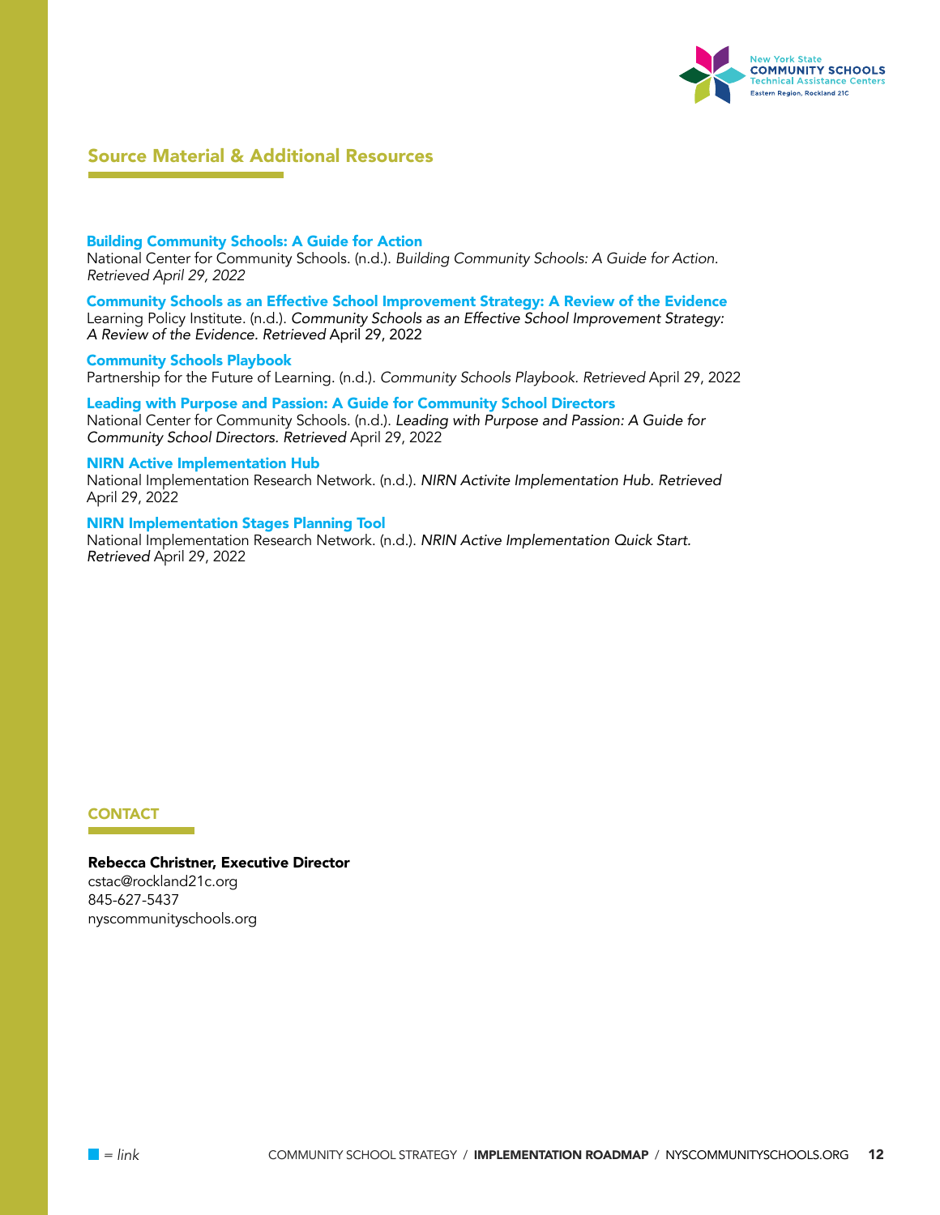## Source Material & Additional Resources

**Building Community Schools: A Guide for Action**
National Center for Community Schools. (n.d.). *Building Community Schools: A Guide for Action. Retrieved April 29, 2022*

**Community Schools as an Effective School Improvement Strategy: A Review of the Evidence**
Learning Policy Institute. (n.d.). *Community Schools as an Effective School Improvement Strategy: A Review of the Evidence. Retrieved* April 29, 2022

**Community Schools Playbook**
Partnership for the Future of Learning. (n.d.). *Community Schools Playbook. Retrieved* April 29, 2022

**Leading with Purpose and Passion: A Guide for Community School Directors**
National Center for Community Schools. (n.d.). *Leading with Purpose and Passion: A Guide for Community School Directors. Retrieved* April 29, 2022

**NIRN Active Implementation Hub**
National Implementation Research Network. (n.d.). *NIRN Activite Implementation Hub. Retrieved* April 29, 2022

**NIRN Implementation Stages Planning Tool**
National Implementation Research Network. (n.d.). *NRIN Active Implementation Quick Start. Retrieved* April 29, 2022

## CONTACT

**Rebecca Christner, Executive Director**
cstac@rockland21c.org
845-627-5437
nyscommunityschools.org

= *link*